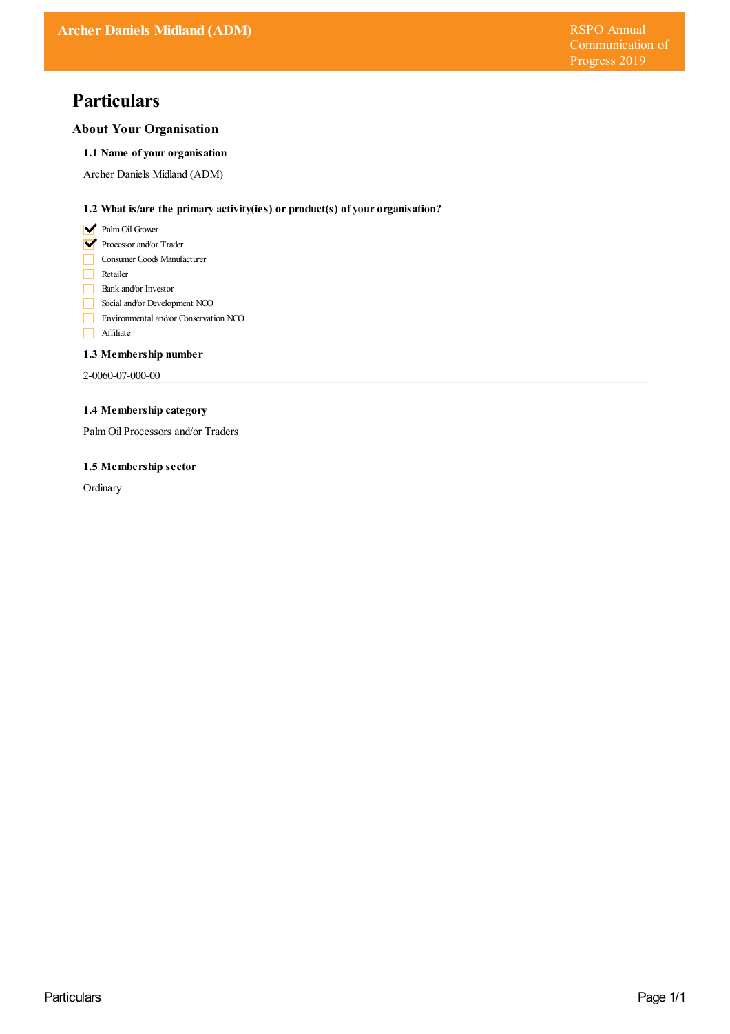# Particulars

## About Your Organisation

### 1.1 Name of your organisation

Archer Daniels Midland (ADM)

### 1.2 What is/are the primary activity(ies) or product(s) of your organisation?

- [x] Palm Oil Grower
- [x] Processor and/or Trader
- [ ] Consumer Goods Manufacturer
- [ ] Retailer
- [ ] Bank and/or Investor
- [ ] Social and/or Development NGO
- [ ] Environmental and/or Conservation NGO
- [ ] Affiliate

### 1.3 Membership number

2-0060-07-000-00

### 1.4 Membership category

Palm Oil Processors and/or Traders

### 1.5 Membership sector

Ordinary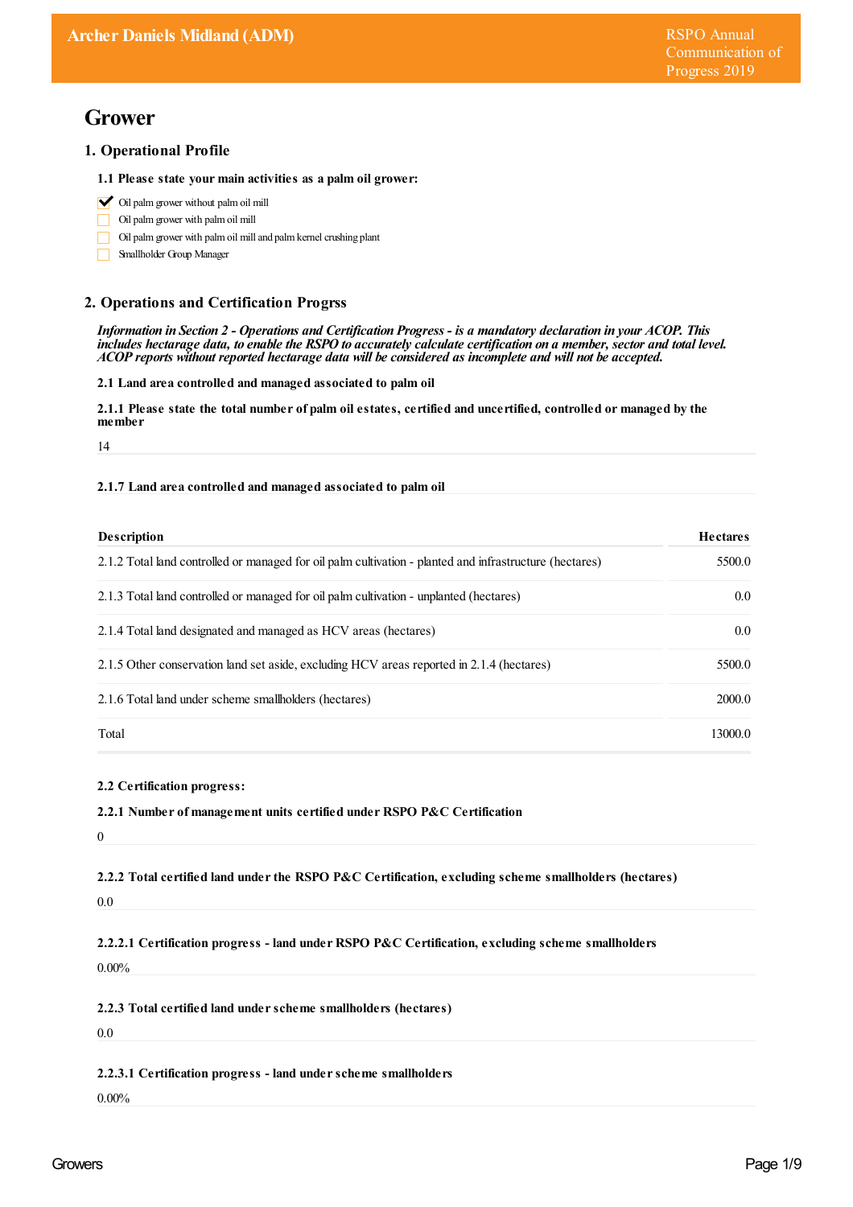# Grower

## 1. Operational Profile

### 1.1 Please state your main activities as a palm oil grower:

- [x] Oil palm grower without palm oil mill
- [ ] Oil palm grower with palm oil mill
- [ ] Oil palm grower with palm oil mill and palm kernel crushing plant
- [ ] Smallholder Group Manager

## 2. Operations and Certification Progrss

***Information in Section 2 - Operations and Certification Progress - is a mandatory declaration in your ACOP. This includes hectarage data, to enable the RSPO to accurately calculate certification on a member, sector and total level. ACOP reports without reported hectarage data will be considered as incomplete and will not be accepted.***

### 2.1 Land area controlled and managed associated to palm oil

#### 2.1.1 Please state the total number of palm oil estates, certified and uncertified, controlled or managed by the member

14

#### 2.1.7 Land area controlled and managed associated to palm oil

| Description | Hectares |
|---|---|
| 2.1.2 Total land controlled or managed for oil palm cultivation - planted and infrastructure (hectares) | 5500.0 |
| 2.1.3 Total land controlled or managed for oil palm cultivation - unplanted (hectares) | 0.0 |
| 2.1.4 Total land designated and managed as HCV areas (hectares) | 0.0 |
| 2.1.5 Other conservation land set aside, excluding HCV areas reported in 2.1.4 (hectares) | 5500.0 |
| 2.1.6 Total land under scheme smallholders (hectares) | 2000.0 |
| Total | 13000.0 |

### 2.2 Certification progress:

#### 2.2.1 Number of management units certified under RSPO P&C Certification

0

#### 2.2.2 Total certified land under the RSPO P&C Certification, excluding scheme smallholders (hectares)

0.0

#### 2.2.2.1 Certification progress - land under RSPO P&C Certification, excluding scheme smallholders

0.00%

#### 2.2.3 Total certified land under scheme smallholders (hectares)

0.0

#### 2.2.3.1 Certification progress - land under scheme smallholders

0.00%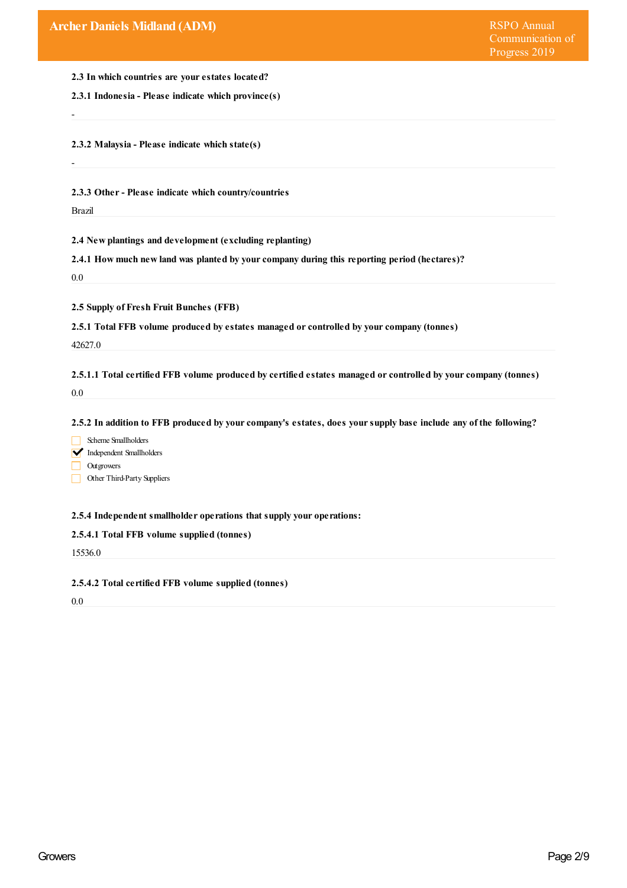**2.3 In which countries are your estates located?**

**2.3.1 Indonesia - Please indicate which province(s)**

-

**2.3.2 Malaysia - Please indicate which state(s)**

-

**2.3.3 Other - Please indicate which country/countries**

Brazil

**2.4 New plantings and development (excluding replanting)**

**2.4.1 How much new land was planted by your company during this reporting period (hectares)?**

0.0

**2.5 Supply of Fresh Fruit Bunches (FFB)**

**2.5.1 Total FFB volume produced by estates managed or controlled by your company (tonnes)**

42627.0

**2.5.1.1 Total certified FFB volume produced by certified estates managed or controlled by your company (tonnes)**

0.0

**2.5.2 In addition to FFB produced by your company's estates, does your supply base include any of the following?**

- [ ] Scheme Smallholders
- [x] Independent Smallholders
- [ ] Outgrowers
- [ ] Other Third-Party Suppliers

**2.5.4 Independent smallholder operations that supply your operations:**

**2.5.4.1 Total FFB volume supplied (tonnes)**

15536.0

**2.5.4.2 Total certified FFB volume supplied (tonnes)**

0.0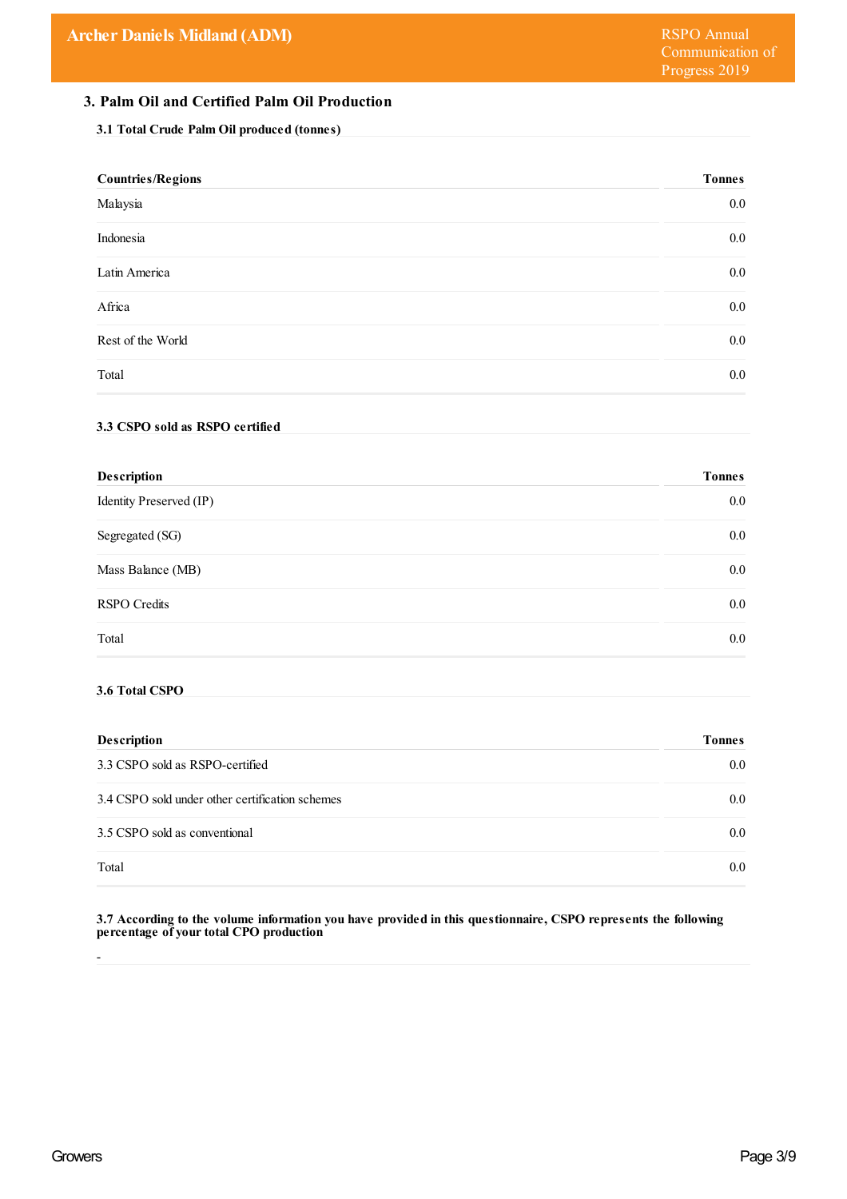## 3. Palm Oil and Certified Palm Oil Production

### 3.1 Total Crude Palm Oil produced (tonnes)

| Countries/Regions | Tonnes |
|---|---|
| Malaysia | 0.0 |
| Indonesia | 0.0 |
| Latin America | 0.0 |
| Africa | 0.0 |
| Rest of the World | 0.0 |
| Total | 0.0 |

### 3.3 CSPO sold as RSPO certified

| Description | Tonnes |
|---|---|
| Identity Preserved (IP) | 0.0 |
| Segregated (SG) | 0.0 |
| Mass Balance (MB) | 0.0 |
| RSPO Credits | 0.0 |
| Total | 0.0 |

### 3.6 Total CSPO

| Description | Tonnes |
|---|---|
| 3.3 CSPO sold as RSPO-certified | 0.0 |
| 3.4 CSPO sold under other certification schemes | 0.0 |
| 3.5 CSPO sold as conventional | 0.0 |
| Total | 0.0 |

### 3.7 According to the volume information you have provided in this questionnaire, CSPO represents the following percentage of your total CPO production

-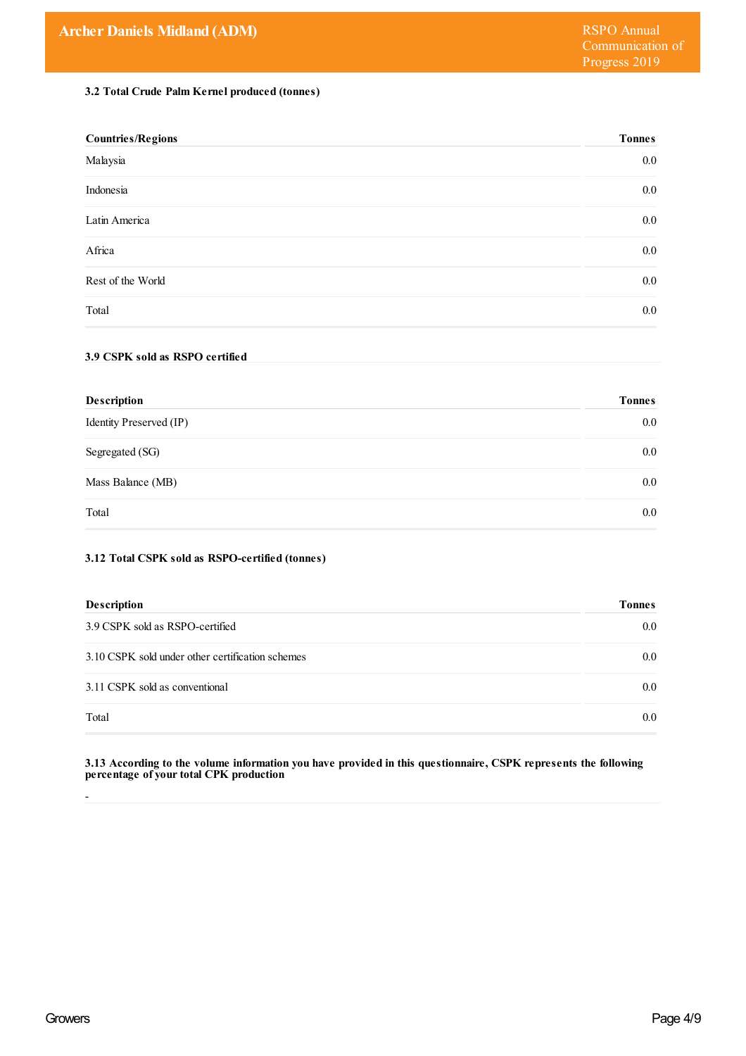### 3.2 Total Crude Palm Kernel produced (tonnes)

| Countries/Regions | Tonnes |
|---|---|
| Malaysia | 0.0 |
| Indonesia | 0.0 |
| Latin America | 0.0 |
| Africa | 0.0 |
| Rest of the World | 0.0 |
| Total | 0.0 |

### 3.9 CSPK sold as RSPO certified

| Description | Tonnes |
|---|---|
| Identity Preserved (IP) | 0.0 |
| Segregated (SG) | 0.0 |
| Mass Balance (MB) | 0.0 |
| Total | 0.0 |

### 3.12 Total CSPK sold as RSPO-certified (tonnes)

| Description | Tonnes |
|---|---|
| 3.9 CSPK sold as RSPO-certified | 0.0 |
| 3.10 CSPK sold under other certification schemes | 0.0 |
| 3.11 CSPK sold as conventional | 0.0 |
| Total | 0.0 |

### 3.13 According to the volume information you have provided in this questionnaire, CSPK represents the following percentage of your total CPK production

-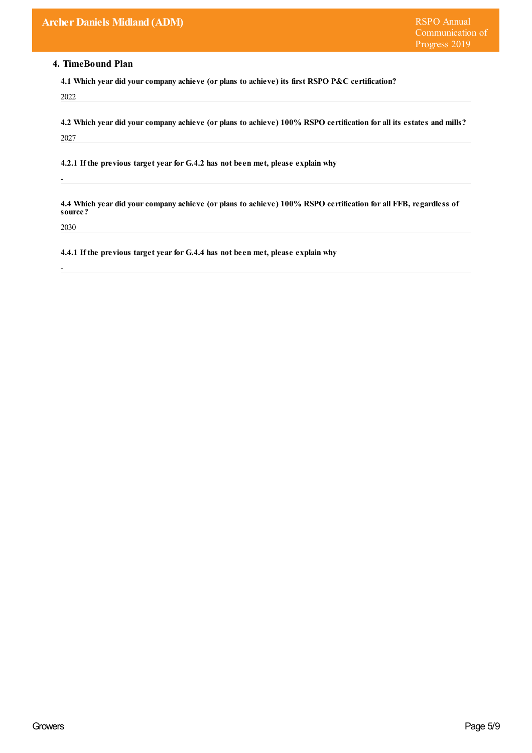## 4. TimeBound Plan

**4.1 Which year did your company achieve (or plans to achieve) its first RSPO P&C certification?**

2022

**4.2 Which year did your company achieve (or plans to achieve) 100% RSPO certification for all its estates and mills?**

2027

**4.2.1 If the previous target year for G.4.2 has not been met, please explain why**

-

**4.4 Which year did your company achieve (or plans to achieve) 100% RSPO certification for all FFB, regardless of source?**

2030

**4.4.1 If the previous target year for G.4.4 has not been met, please explain why**

-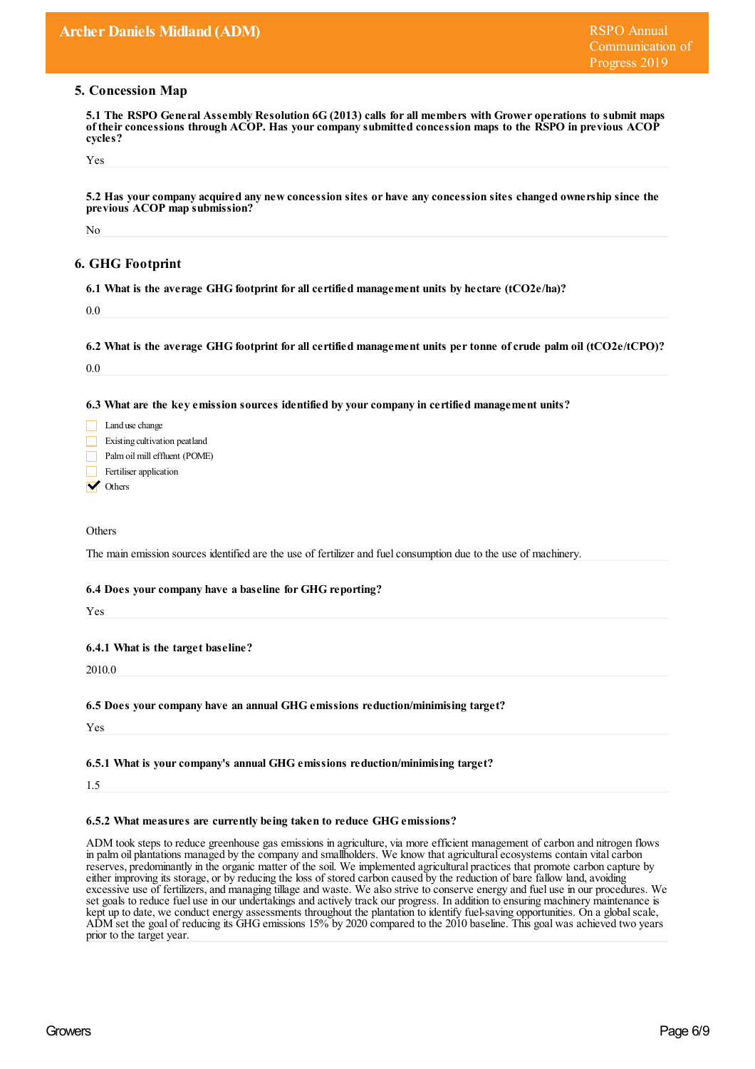## 5. Concession Map

**5.1 The RSPO General Assembly Resolution 6G (2013) calls for all members with Grower operations to submit maps of their concessions through ACOP. Has your company submitted concession maps to the RSPO in previous ACOP cycles?**

Yes

**5.2 Has your company acquired any new concession sites or have any concession sites changed ownership since the previous ACOP map submission?**

No

## 6. GHG Footprint

**6.1 What is the average GHG footprint for all certified management units by hectare (tCO2e/ha)?**

0.0

**6.2 What is the average GHG footprint for all certified management units per tonne of crude palm oil (tCO2e/tCPO)?**

0.0

**6.3 What are the key emission sources identified by your company in certified management units?**

- [ ] Land use change
- [ ] Existing cultivation peatland
- [ ] Palm oil mill effluent (POME)
- [ ] Fertiliser application
- [x] Others

Others

The main emission sources identified are the use of fertilizer and fuel consumption due to the use of machinery.

**6.4 Does your company have a baseline for GHG reporting?**

Yes

**6.4.1 What is the target baseline?**

2010.0

**6.5 Does your company have an annual GHG emissions reduction/minimising target?**

Yes

**6.5.1 What is your company's annual GHG emissions reduction/minimising target?**

1.5

**6.5.2 What measures are currently being taken to reduce GHG emissions?**

ADM took steps to reduce greenhouse gas emissions in agriculture, via more efficient management of carbon and nitrogen flows in palm oil plantations managed by the company and smallholders. We know that agricultural ecosystems contain vital carbon reserves, predominantly in the organic matter of the soil. We implemented agricultural practices that promote carbon capture by either improving its storage, or by reducing the loss of stored carbon caused by the reduction of bare fallow land, avoiding excessive use of fertilizers, and managing tillage and waste. We also strive to conserve energy and fuel use in our procedures. We set goals to reduce fuel use in our undertakings and actively track our progress. In addition to ensuring machinery maintenance is kept up to date, we conduct energy assessments throughout the plantation to identify fuel-saving opportunities. On a global scale, ADM set the goal of reducing its GHG emissions 15% by 2020 compared to the 2010 baseline. This goal was achieved two years prior to the target year.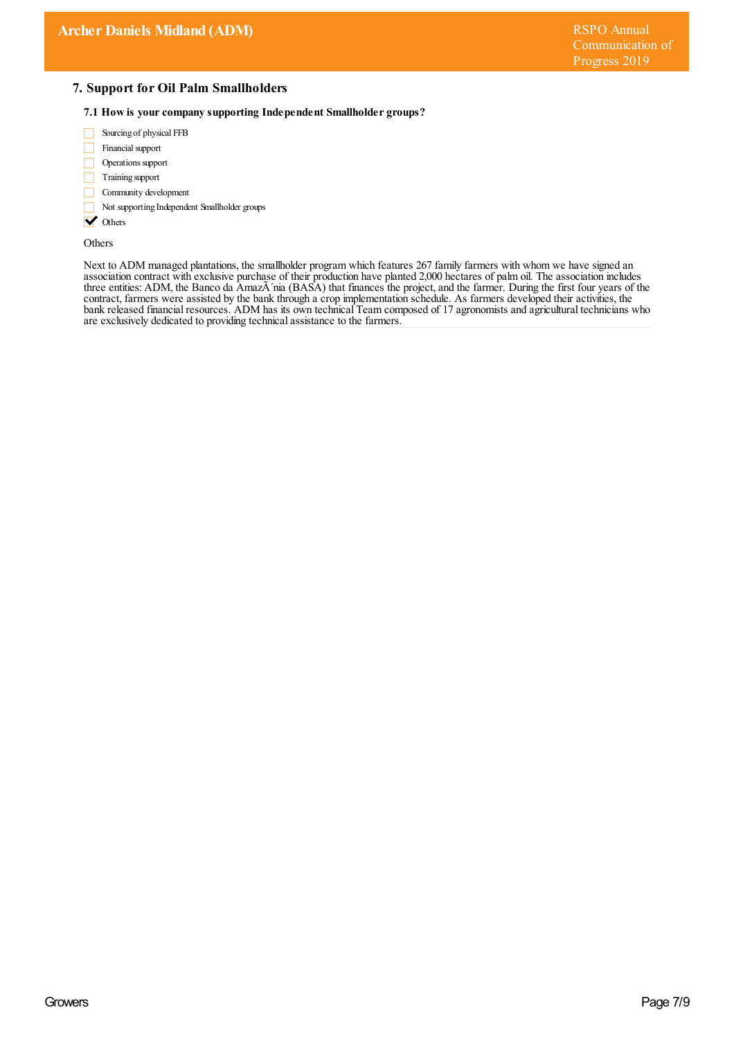## 7. Support for Oil Palm Smallholders

### 7.1 How is your company supporting Independent Smallholder groups?

- [ ] Sourcing of physical FFB
- [ ] Financial support
- [ ] Operations support
- [ ] Training support
- [ ] Community development
- [ ] Not supporting Independent Smallholder groups
- [x] Others

Others

Next to ADM managed plantations, the smallholder program which features 267 family farmers with whom we have signed an association contract with exclusive purchase of their production have planted 2,000 hectares of palm oil. The association includes three entities: ADM, the Banco da AmazÃ´nia (BASA) that finances the project, and the farmer. During the first four years of the contract, farmers were assisted by the bank through a crop implementation schedule. As farmers developed their activities, the bank released financial resources. ADM has its own technical Team composed of 17 agronomists and agricultural technicians who are exclusively dedicated to providing technical assistance to the farmers.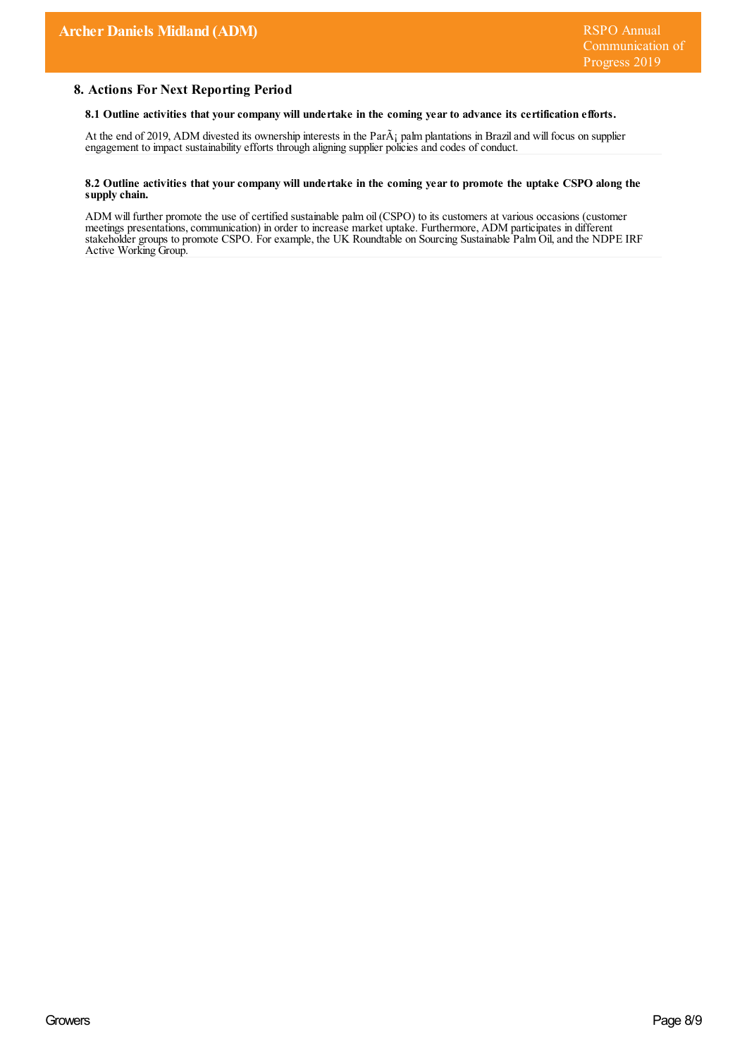## 8. Actions For Next Reporting Period

### 8.1 Outline activities that your company will undertake in the coming year to advance its certification efforts.

At the end of 2019, ADM divested its ownership interests in the ParÃ¡ palm plantations in Brazil and will focus on supplier engagement to impact sustainability efforts through aligning supplier policies and codes of conduct.

### 8.2 Outline activities that your company will undertake in the coming year to promote the uptake CSPO along the supply chain.

ADM will further promote the use of certified sustainable palm oil (CSPO) to its customers at various occasions (customer meetings presentations, communication) in order to increase market uptake. Furthermore, ADM participates in different stakeholder groups to promote CSPO. For example, the UK Roundtable on Sourcing Sustainable Palm Oil, and the NDPE IRF Active Working Group.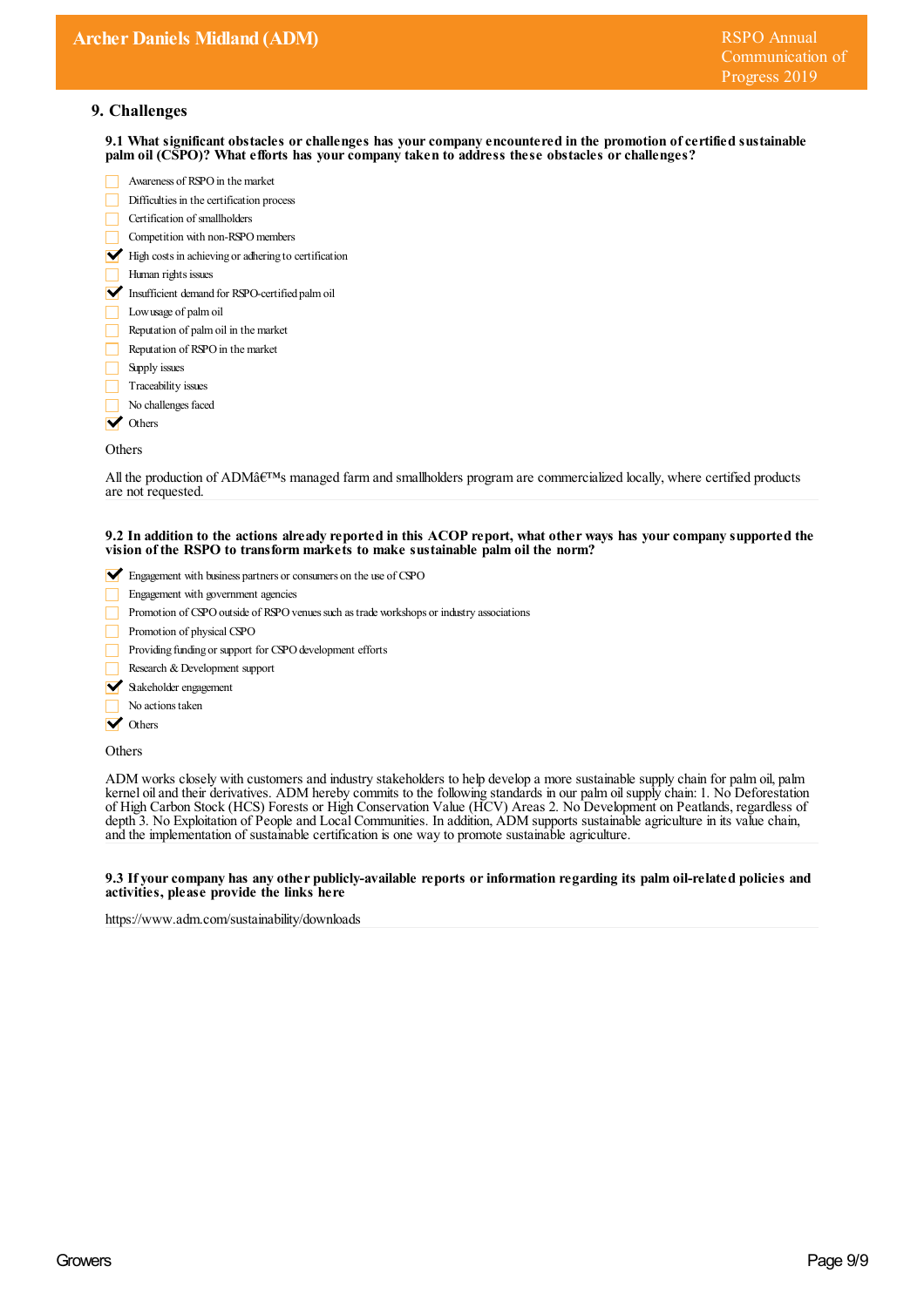## 9. Challenges

**9.1 What significant obstacles or challenges has your company encountered in the promotion of certified sustainable palm oil (CSPO)? What efforts has your company taken to address these obstacles or challenges?**

- [ ] Awareness of RSPO in the market
- [ ] Difficulties in the certification process
- [ ] Certification of smallholders
- [ ] Competition with non-RSPO members
- [x] High costs in achieving or adhering to certification
- [ ] Human rights issues
- [x] Insufficient demand for RSPO-certified palm oil
- [ ] Low usage of palm oil
- [ ] Reputation of palm oil in the market
- [ ] Reputation of RSPO in the market
- [ ] Supply issues
- [ ] Traceability issues
- [ ] No challenges faced
- [x] Others

Others

All the production of ADMâ€™s managed farm and smallholders program are commercialized locally, where certified products are not requested.

**9.2 In addition to the actions already reported in this ACOP report, what other ways has your company supported the vision of the RSPO to transform markets to make sustainable palm oil the norm?**

- [x] Engagement with business partners or consumers on the use of CSPO
- [ ] Engagement with government agencies
- [ ] Promotion of CSPO outside of RSPO venues such as trade workshops or industry associations
- [ ] Promotion of physical CSPO
- [ ] Providing funding or support for CSPO development efforts
- [ ] Research & Development support
- [x] Stakeholder engagement
- [ ] No actions taken
- [x] Others

Others

ADM works closely with customers and industry stakeholders to help develop a more sustainable supply chain for palm oil, palm kernel oil and their derivatives. ADM hereby commits to the following standards in our palm oil supply chain: 1. No Deforestation of High Carbon Stock (HCS) Forests or High Conservation Value (HCV) Areas 2. No Development on Peatlands, regardless of depth 3. No Exploitation of People and Local Communities. In addition, ADM supports sustainable agriculture in its value chain, and the implementation of sustainable certification is one way to promote sustainable agriculture.

**9.3 If your company has any other publicly-available reports or information regarding its palm oil-related policies and activities, please provide the links here**

https://www.adm.com/sustainability/downloads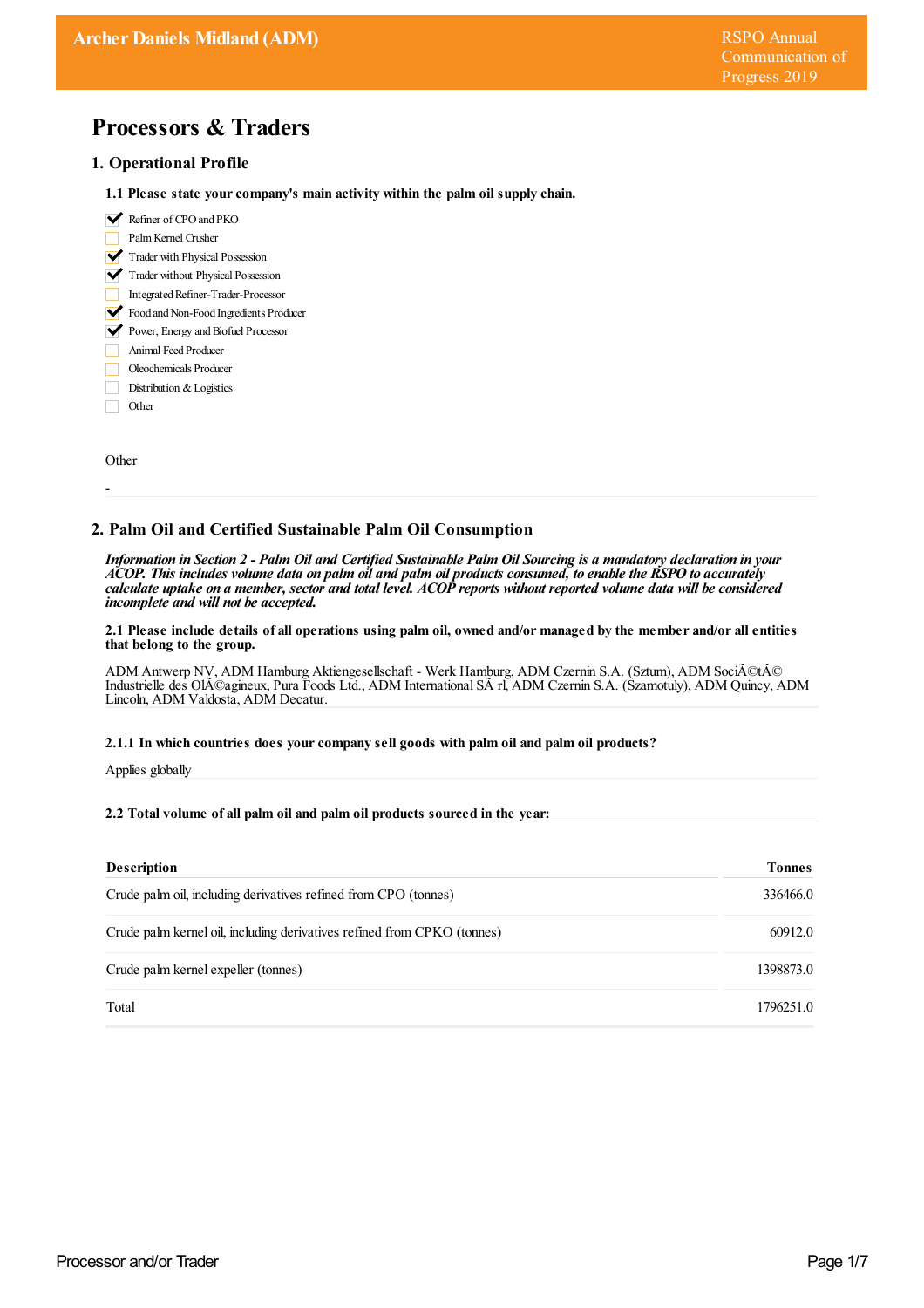# Processors & Traders

## 1. Operational Profile

### 1.1 Please state your company's main activity within the palm oil supply chain.

- [x] Refiner of CPO and PKO
- [ ] Palm Kernel Crusher
- [x] Trader with Physical Possession
- [x] Trader without Physical Possession
- [ ] Integrated Refiner-Trader-Processor
- [x] Food and Non-Food Ingredients Producer
- [x] Power, Energy and Biofuel Processor
- [ ] Animal Feed Producer
- [ ] Oleochemicals Producer
- [ ] Distribution & Logistics
- [ ] Other

Other

-

## 2. Palm Oil and Certified Sustainable Palm Oil Consumption

***Information in Section 2 - Palm Oil and Certified Sustainable Palm Oil Sourcing is a mandatory declaration in your ACOP. This includes volume data on palm oil and palm oil products consumed, to enable the RSPO to accurately calculate uptake on a member, sector and total level. ACOP reports without reported volume data will be considered incomplete and will not be accepted.***

### 2.1 Please include details of all operations using palm oil, owned and/or managed by the member and/or all entities that belong to the group.

ADM Antwerp NV, ADM Hamburg Aktiengesellschaft - Werk Hamburg, ADM Czernin S.A. (Sztum), ADM SociÃ©tÃ© Industrielle des OlÃ©agineux, Pura Foods Ltd., ADM International SÃ rl, ADM Czernin S.A. (Szamotuly), ADM Quincy, ADM Lincoln, ADM Valdosta, ADM Decatur.

### 2.1.1 In which countries does your company sell goods with palm oil and palm oil products?

Applies globally

### 2.2 Total volume of all palm oil and palm oil products sourced in the year:

| Description | Tonnes |
|---|---|
| Crude palm oil, including derivatives refined from CPO (tonnes) | 336466.0 |
| Crude palm kernel oil, including derivatives refined from CPKO (tonnes) | 60912.0 |
| Crude palm kernel expeller (tonnes) | 1398873.0 |
| Total | 1796251.0 |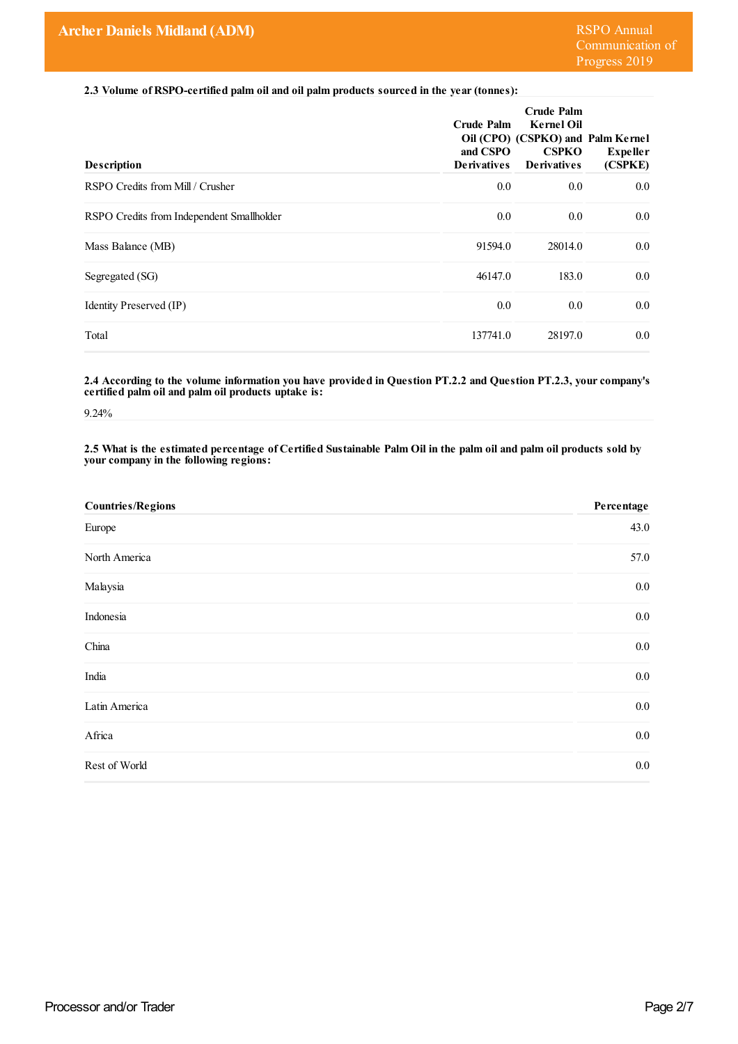**2.3 Volume of RSPO-certified palm oil and oil palm products sourced in the year (tonnes):**

| Description | Crude Palm Oil (CPO) and CSPO Derivatives | Crude Palm Kernel Oil (CSPKO) and CSPKO Derivatives | Palm Kernel Expeller (CSPKE) |
|---|---|---|---|
| RSPO Credits from Mill / Crusher | 0.0 | 0.0 | 0.0 |
| RSPO Credits from Independent Smallholder | 0.0 | 0.0 | 0.0 |
| Mass Balance (MB) | 91594.0 | 28014.0 | 0.0 |
| Segregated (SG) | 46147.0 | 183.0 | 0.0 |
| Identity Preserved (IP) | 0.0 | 0.0 | 0.0 |
| Total | 137741.0 | 28197.0 | 0.0 |

**2.4 According to the volume information you have provided in Question PT.2.2 and Question PT.2.3, your company's certified palm oil and palm oil products uptake is:**

9.24%

**2.5 What is the estimated percentage of Certified Sustainable Palm Oil in the palm oil and palm oil products sold by your company in the following regions:**

| Countries/Regions | Percentage |
|---|---|
| Europe | 43.0 |
| North America | 57.0 |
| Malaysia | 0.0 |
| Indonesia | 0.0 |
| China | 0.0 |
| India | 0.0 |
| Latin America | 0.0 |
| Africa | 0.0 |
| Rest of World | 0.0 |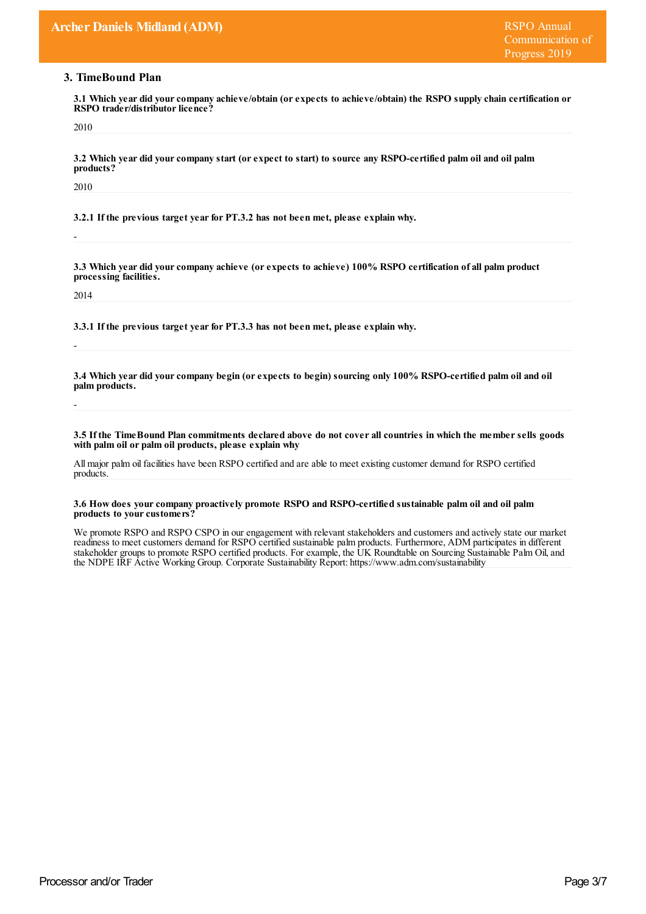## 3. TimeBound Plan

**3.1 Which year did your company achieve/obtain (or expects to achieve/obtain) the RSPO supply chain certification or RSPO trader/distributor licence?**

2010

**3.2 Which year did your company start (or expect to start) to source any RSPO-certified palm oil and oil palm products?**

2010

**3.2.1 If the previous target year for PT.3.2 has not been met, please explain why.**

-

**3.3 Which year did your company achieve (or expects to achieve) 100% RSPO certification of all palm product processing facilities.**

2014

**3.3.1 If the previous target year for PT.3.3 has not been met, please explain why.**

-

**3.4 Which year did your company begin (or expects to begin) sourcing only 100% RSPO-certified palm oil and oil palm products.**

-

**3.5 If the TimeBound Plan commitments declared above do not cover all countries in which the member sells goods with palm oil or palm oil products, please explain why**

All major palm oil facilities have been RSPO certified and are able to meet existing customer demand for RSPO certified products.

**3.6 How does your company proactively promote RSPO and RSPO-certified sustainable palm oil and oil palm products to your customers?**

We promote RSPO and RSPO CSPO in our engagement with relevant stakeholders and customers and actively state our market readiness to meet customers demand for RSPO certified sustainable palm products. Furthermore, ADM participates in different stakeholder groups to promote RSPO certified products. For example, the UK Roundtable on Sourcing Sustainable Palm Oil, and the NDPE IRF Active Working Group. Corporate Sustainability Report: https://www.adm.com/sustainability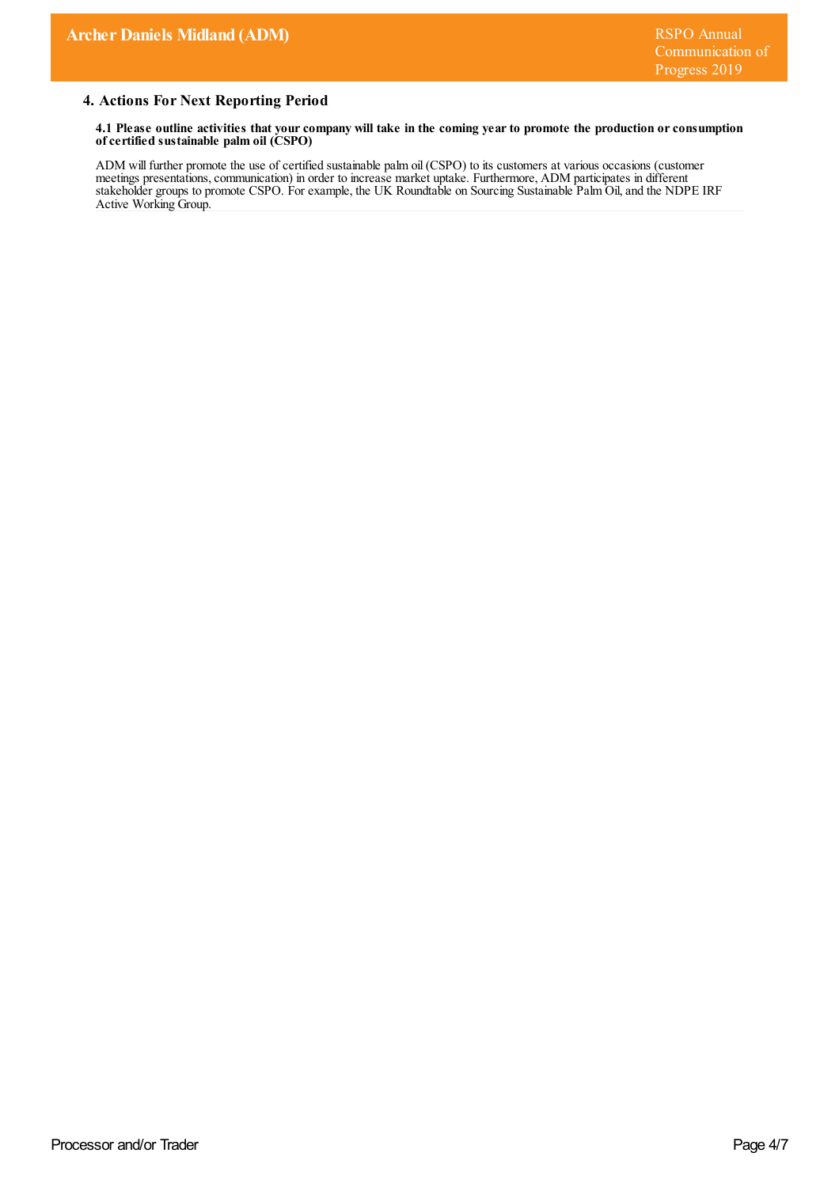## 4. Actions For Next Reporting Period

**4.1 Please outline activities that your company will take in the coming year to promote the production or consumption of certified sustainable palm oil (CSPO)**

ADM will further promote the use of certified sustainable palm oil (CSPO) to its customers at various occasions (customer meetings presentations, communication) in order to increase market uptake. Furthermore, ADM participates in different stakeholder groups to promote CSPO. For example, the UK Roundtable on Sourcing Sustainable Palm Oil, and the NDPE IRF Active Working Group.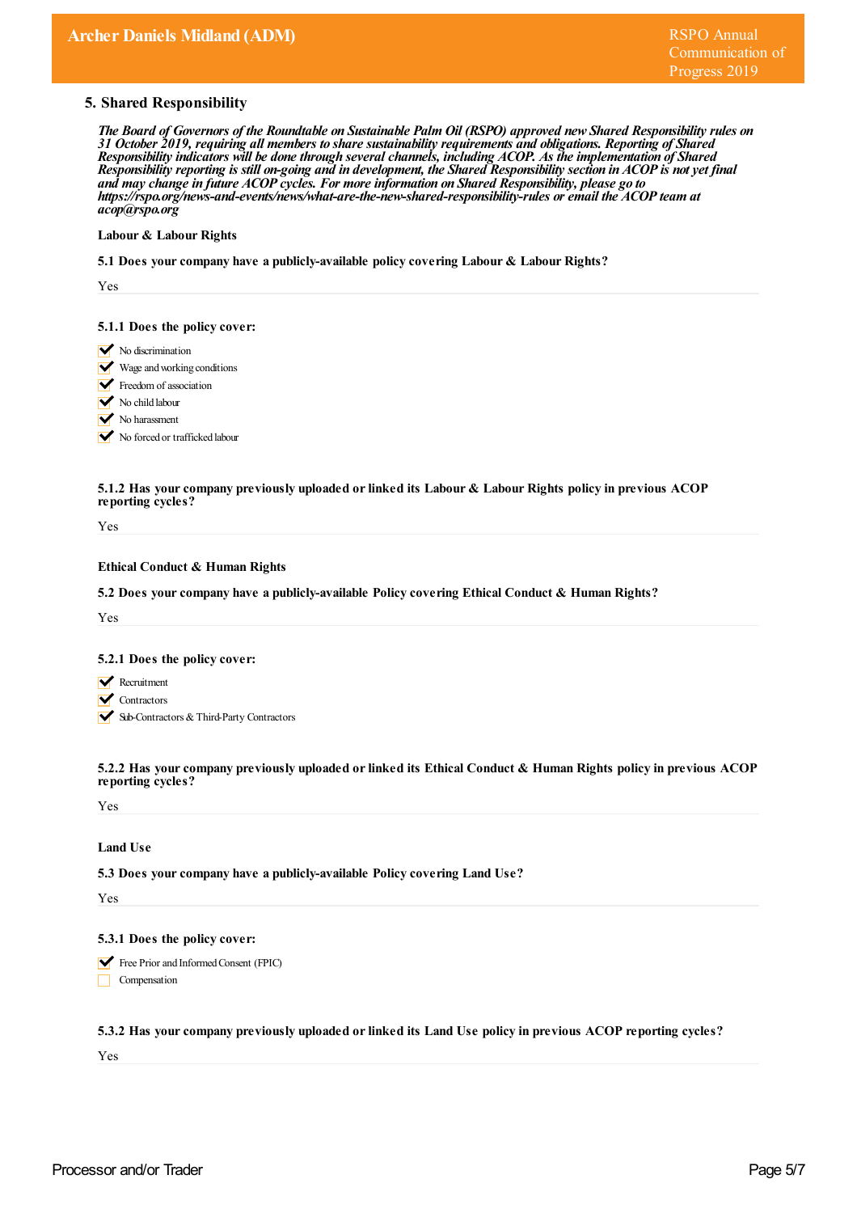## 5. Shared Responsibility

*The Board of Governors of the Roundtable on Sustainable Palm Oil (RSPO) approved new Shared Responsibility rules on 31 October 2019, requiring all members to share sustainability requirements and obligations. Reporting of Shared Responsibility indicators will be done through several channels, including ACOP. As the implementation of Shared Responsibility reporting is still on-going and in development, the Shared Responsibility section in ACOP is not yet final and may change in future ACOP cycles. For more information on Shared Responsibility, please go to https://rspo.org/news-and-events/news/what-are-the-new-shared-responsibility-rules or email the ACOP team at acop@rspo.org*

**Labour & Labour Rights**

**5.1 Does your company have a publicly-available policy covering Labour & Labour Rights?**

Yes

**5.1.1 Does the policy cover:**

- [x] No discrimination
- [x] Wage and working conditions
- [x] Freedom of association
- [x] No child labour
- [x] No harassment
- [x] No forced or trafficked labour

**5.1.2 Has your company previously uploaded or linked its Labour & Labour Rights policy in previous ACOP reporting cycles?**

Yes

**Ethical Conduct & Human Rights**

**5.2 Does your company have a publicly-available Policy covering Ethical Conduct & Human Rights?**

Yes

**5.2.1 Does the policy cover:**

- [x] Recruitment
- [x] Contractors
- [x] Sub-Contractors & Third-Party Contractors

**5.2.2 Has your company previously uploaded or linked its Ethical Conduct & Human Rights policy in previous ACOP reporting cycles?**

Yes

**Land Use**

**5.3 Does your company have a publicly-available Policy covering Land Use?**

Yes

**5.3.1 Does the policy cover:**

- [x] Free Prior and Informed Consent (FPIC)
- [ ] Compensation

**5.3.2 Has your company previously uploaded or linked its Land Use policy in previous ACOP reporting cycles?**

Yes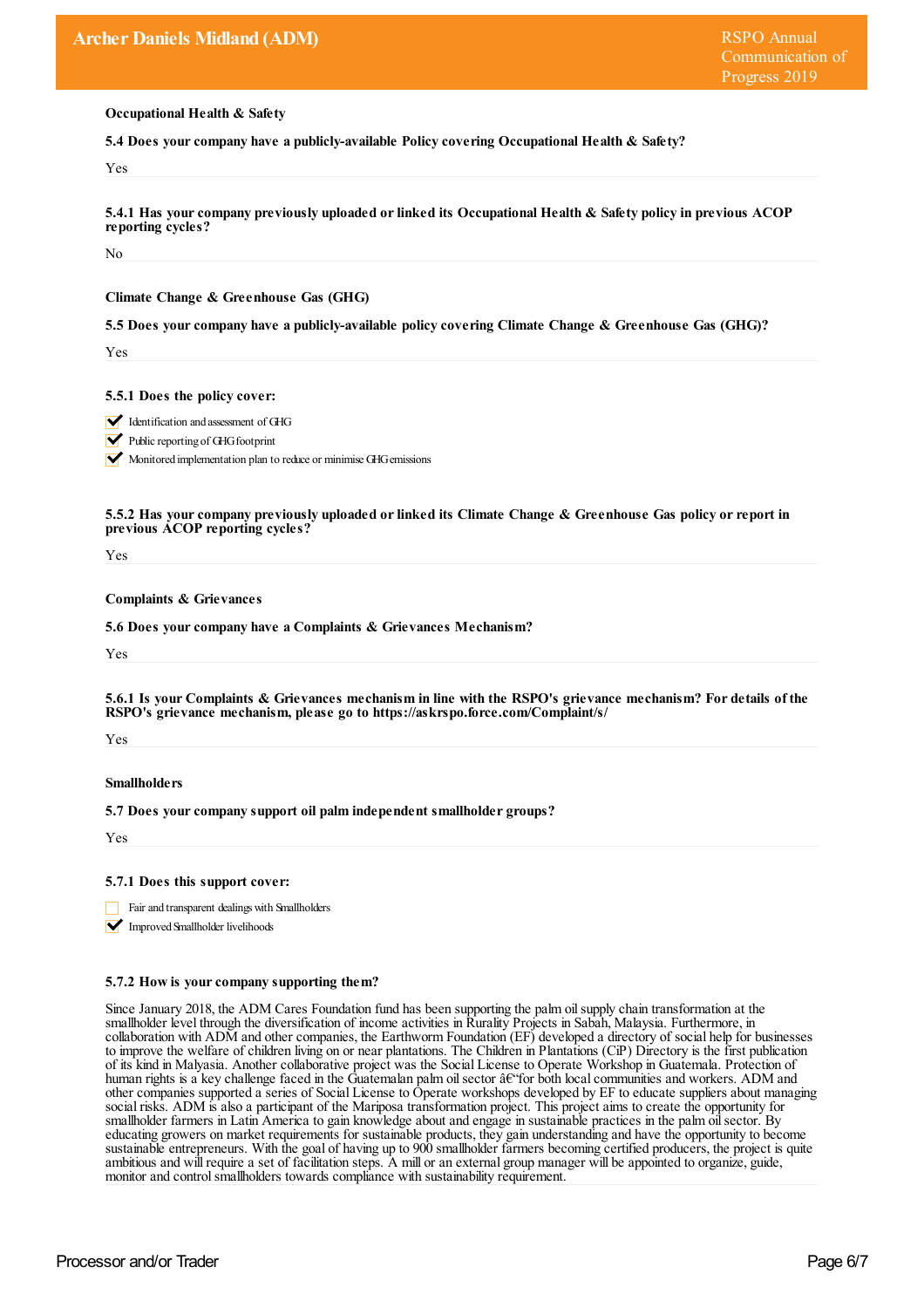### Occupational Health & Safety

**5.4 Does your company have a publicly-available Policy covering Occupational Health & Safety?**

Yes

**5.4.1 Has your company previously uploaded or linked its Occupational Health & Safety policy in previous ACOP reporting cycles?**

No

### Climate Change & Greenhouse Gas (GHG)

**5.5 Does your company have a publicly-available policy covering Climate Change & Greenhouse Gas (GHG)?**

Yes

**5.5.1 Does the policy cover:**

- [x] Identification and assessment of GHG
- [x] Public reporting of GHG footprint
- [x] Monitored implementation plan to reduce or minimise GHG emissions

**5.5.2 Has your company previously uploaded or linked its Climate Change & Greenhouse Gas policy or report in previous ACOP reporting cycles?**

Yes

### Complaints & Grievances

**5.6 Does your company have a Complaints & Grievances Mechanism?**

Yes

**5.6.1 Is your Complaints & Grievances mechanism in line with the RSPO's grievance mechanism? For details of the RSPO's grievance mechanism, please go to https://askrspo.force.com/Complaint/s/**

Yes

### Smallholders

**5.7 Does your company support oil palm independent smallholder groups?**

Yes

**5.7.1 Does this support cover:**

- [ ] Fair and transparent dealings with Smallholders
- [x] Improved Smallholder livelihoods

**5.7.2 How is your company supporting them?**

Since January 2018, the ADM Cares Foundation fund has been supporting the palm oil supply chain transformation at the smallholder level through the diversification of income activities in Rurality Projects in Sabah, Malaysia. Furthermore, in collaboration with ADM and other companies, the Earthworm Foundation (EF) developed a directory of social help for businesses to improve the welfare of children living on or near plantations. The Children in Plantations (CiP) Directory is the first publication of its kind in Malyasia. Another collaborative project was the Social License to Operate Workshop in Guatemala. Protection of human rights is a key challenge faced in the Guatemalan palm oil sector â€"for both local communities and workers. ADM and other companies supported a series of Social License to Operate workshops developed by EF to educate suppliers about managing social risks. ADM is also a participant of the Mariposa transformation project. This project aims to create the opportunity for smallholder farmers in Latin America to gain knowledge about and engage in sustainable practices in the palm oil sector. By educating growers on market requirements for sustainable products, they gain understanding and have the opportunity to become sustainable entrepreneurs. With the goal of having up to 900 smallholder farmers becoming certified producers, the project is quite ambitious and will require a set of facilitation steps. A mill or an external group manager will be appointed to organize, guide, monitor and control smallholders towards compliance with sustainability requirement.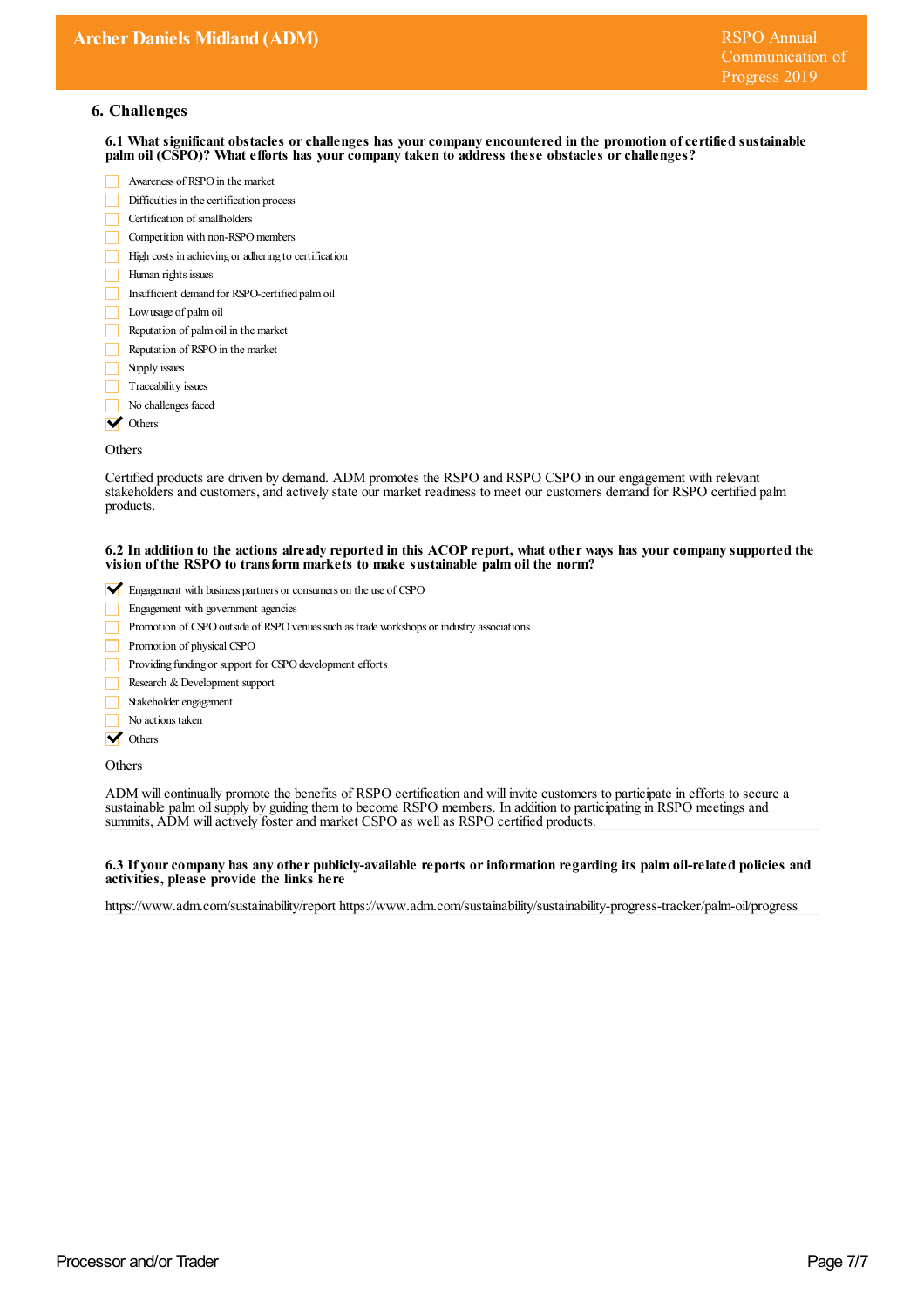## 6. Challenges

**6.1 What significant obstacles or challenges has your company encountered in the promotion of certified sustainable palm oil (CSPO)? What efforts has your company taken to address these obstacles or challenges?**

- [ ] Awareness of RSPO in the market
- [ ] Difficulties in the certification process
- [ ] Certification of smallholders
- [ ] Competition with non-RSPO members
- [ ] High costs in achieving or adhering to certification
- [ ] Human rights issues
- [ ] Insufficient demand for RSPO-certified palm oil
- [ ] Low usage of palm oil
- [ ] Reputation of palm oil in the market
- [ ] Reputation of RSPO in the market
- [ ] Supply issues
- [ ] Traceability issues
- [ ] No challenges faced
- [x] Others

Others

Certified products are driven by demand. ADM promotes the RSPO and RSPO CSPO in our engagement with relevant stakeholders and customers, and actively state our market readiness to meet our customers demand for RSPO certified palm products.

**6.2 In addition to the actions already reported in this ACOP report, what other ways has your company supported the vision of the RSPO to transform markets to make sustainable palm oil the norm?**

- [x] Engagement with business partners or consumers on the use of CSPO
- [ ] Engagement with government agencies
- [ ] Promotion of CSPO outside of RSPO venues such as trade workshops or industry associations
- [ ] Promotion of physical CSPO
- [ ] Providing funding or support for CSPO development efforts
- [ ] Research & Development support
- [ ] Stakeholder engagement
- [ ] No actions taken
- [x] Others

Others

ADM will continually promote the benefits of RSPO certification and will invite customers to participate in efforts to secure a sustainable palm oil supply by guiding them to become RSPO members. In addition to participating in RSPO meetings and summits, ADM will actively foster and market CSPO as well as RSPO certified products.

**6.3 If your company has any other publicly-available reports or information regarding its palm oil-related policies and activities, please provide the links here**

https://www.adm.com/sustainability/report https://www.adm.com/sustainability/sustainability-progress-tracker/palm-oil/progress